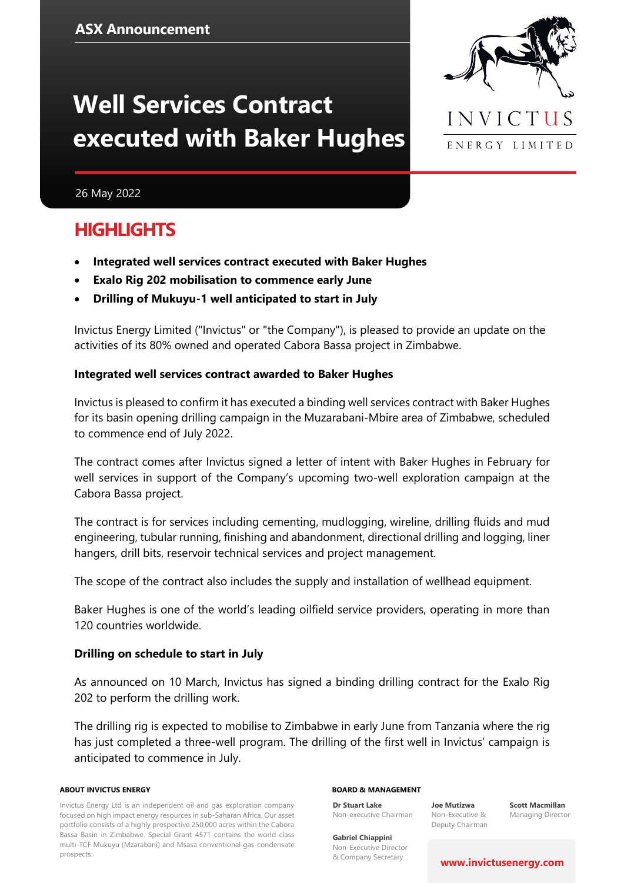ASX Announcement

# Well Services Contract executed with Baker Hughes

INVICTUS ENERGY LIMITED

26 May 2022

## HIGHLIGHTS

- **Integrated well services contract executed with Baker Hughes**
- **Exalo Rig 202 mobilisation to commence early June**
- **Drilling of Mukuyu-1 well anticipated to start in July**

Invictus Energy Limited ("Invictus" or "the Company"), is pleased to provide an update on the activities of its 80% owned and operated Cabora Bassa project in Zimbabwe.

### Integrated well services contract awarded to Baker Hughes

Invictus is pleased to confirm it has executed a binding well services contract with Baker Hughes for its basin opening drilling campaign in the Muzarabani-Mbire area of Zimbabwe, scheduled to commence end of July 2022.

The contract comes after Invictus signed a letter of intent with Baker Hughes in February for well services in support of the Company's upcoming two-well exploration campaign at the Cabora Bassa project.

The contract is for services including cementing, mudlogging, wireline, drilling fluids and mud engineering, tubular running, finishing and abandonment, directional drilling and logging, liner hangers, drill bits, reservoir technical services and project management.

The scope of the contract also includes the supply and installation of wellhead equipment.

Baker Hughes is one of the world's leading oilfield service providers, operating in more than 120 countries worldwide.

### Drilling on schedule to start in July

As announced on 10 March, Invictus has signed a binding drilling contract for the Exalo Rig 202 to perform the drilling work.

The drilling rig is expected to mobilise to Zimbabwe in early June from Tanzania where the rig has just completed a three-well program. The drilling of the first well in Invictus' campaign is anticipated to commence in July.

**ABOUT INVICTUS ENERGY**

Invictus Energy Ltd is an independent oil and gas exploration company focused on high impact energy resources in sub-Saharan Africa. Our asset portfolio consists of a highly prospective 250,000 acres within the Cabora Bassa Basin in Zimbabwe. Special Grant 4571 contains the world class multi-TCF Mukuyu (Mzarabani) and Msasa conventional gas-condensate prospects.

**BOARD & MANAGEMENT**

**Dr Stuart Lake**
Non-executive Chairman

**Joe Mutizwa**
Non-Executive & Deputy Chairman

**Scott Macmillan**
Managing Director

**Gabriel Chiappini**
Non-Executive Director & Company Secretary

**www.invictusenergy.com**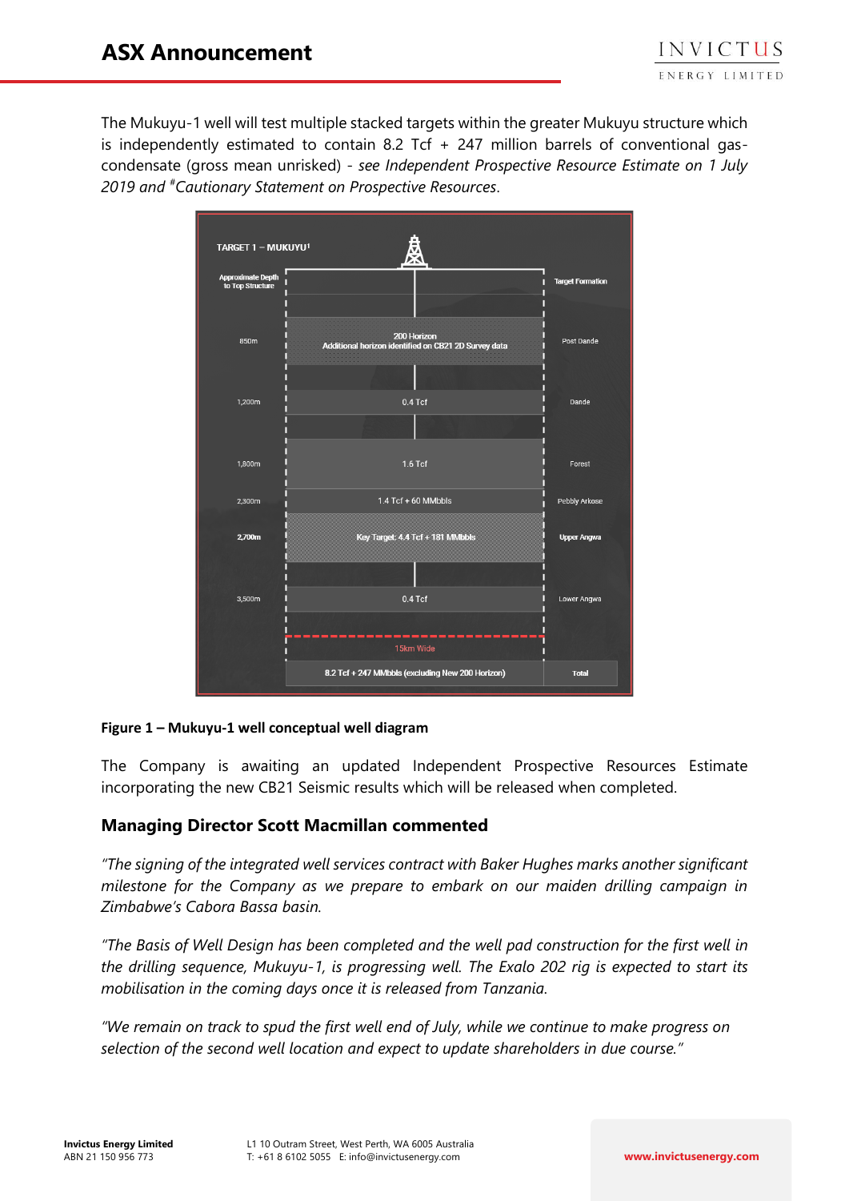The Mukuyu-1 well will test multiple stacked targets within the greater Mukuyu structure which is independently estimated to contain 8.2 Tcf + 247 million barrels of conventional gas-condensate (gross mean unrisked) - *see Independent Prospective Resource Estimate on 1 July 2019 and #Cautionary Statement on Prospective Resources*.

**TARGET 1 – MUKUYU[1]**

| Approximate Depth to Top Structure | | Target Formation |
|---|---|---|
| 850m | 200 Horizon<br>Additional horizon identified on CB21 2D Survey data | Post Dande |
| 1,200m | 0.4 Tcf | Dande |
| 1,800m | 1.6 Tcf | Forest |
| 2,300m | 1.4 Tcf + 60 MMbbls | Pebbly Arkose |
| **2,700m** | **Key Target: 4.4 Tcf + 181 MMbbls** | **Upper Angwa** |
| 3,500m | 0.4 Tcf | Lower Angwa |
| | 15km Wide | |
| | **8.2 Tcf + 247 MMbbls (excluding New 200 Horizon)** | **Total** |

**Figure 1 – Mukuyu-1 well conceptual well diagram**

The Company is awaiting an updated Independent Prospective Resources Estimate incorporating the new CB21 Seismic results which will be released when completed.

## Managing Director Scott Macmillan commented

*"The signing of the integrated well services contract with Baker Hughes marks another significant milestone for the Company as we prepare to embark on our maiden drilling campaign in Zimbabwe's Cabora Bassa basin.*

*"The Basis of Well Design has been completed and the well pad construction for the first well in the drilling sequence, Mukuyu-1, is progressing well. The Exalo 202 rig is expected to start its mobilisation in the coming days once it is released from Tanzania.*

*"We remain on track to spud the first well end of July, while we continue to make progress on selection of the second well location and expect to update shareholders in due course."*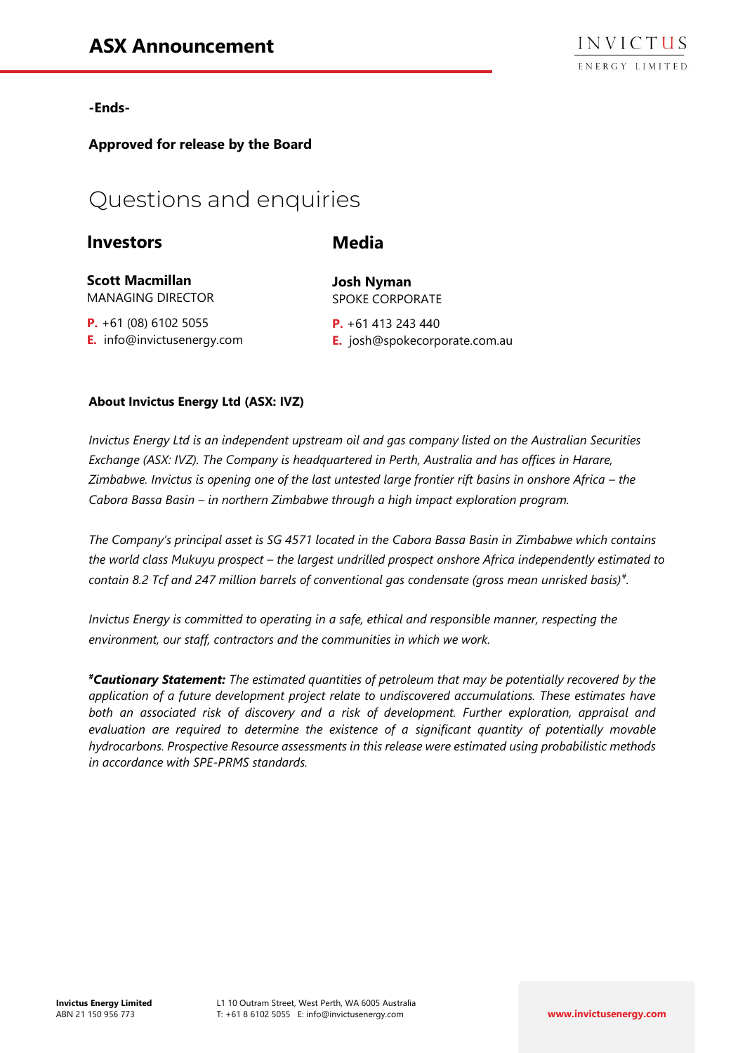**-Ends-**

**Approved for release by the Board**

# Questions and enquiries

## Investors

**Scott Macmillan**
MANAGING DIRECTOR

**P.** +61 (08) 6102 5055
**E.** info@invictusenergy.com

## Media

**Josh Nyman**
SPOKE CORPORATE

**P.** +61 413 243 440
**E.** josh@spokecorporate.com.au

**About Invictus Energy Ltd (ASX: IVZ)**

*Invictus Energy Ltd is an independent upstream oil and gas company listed on the Australian Securities Exchange (ASX: IVZ). The Company is headquartered in Perth, Australia and has offices in Harare, Zimbabwe. Invictus is opening one of the last untested large frontier rift basins in onshore Africa – the Cabora Bassa Basin – in northern Zimbabwe through a high impact exploration program.*

*The Company's principal asset is SG 4571 located in the Cabora Bassa Basin in Zimbabwe which contains the world class Mukuyu prospect – the largest undrilled prospect onshore Africa independently estimated to contain 8.2 Tcf and 247 million barrels of conventional gas condensate (gross mean unrisked basis)[#].*

*Invictus Energy is committed to operating in a safe, ethical and responsible manner, respecting the environment, our staff, contractors and the communities in which we work.*

[#]***Cautionary Statement:*** *The estimated quantities of petroleum that may be potentially recovered by the application of a future development project relate to undiscovered accumulations. These estimates have both an associated risk of discovery and a risk of development. Further exploration, appraisal and evaluation are required to determine the existence of a significant quantity of potentially movable hydrocarbons. Prospective Resource assessments in this release were estimated using probabilistic methods in accordance with SPE-PRMS standards.*